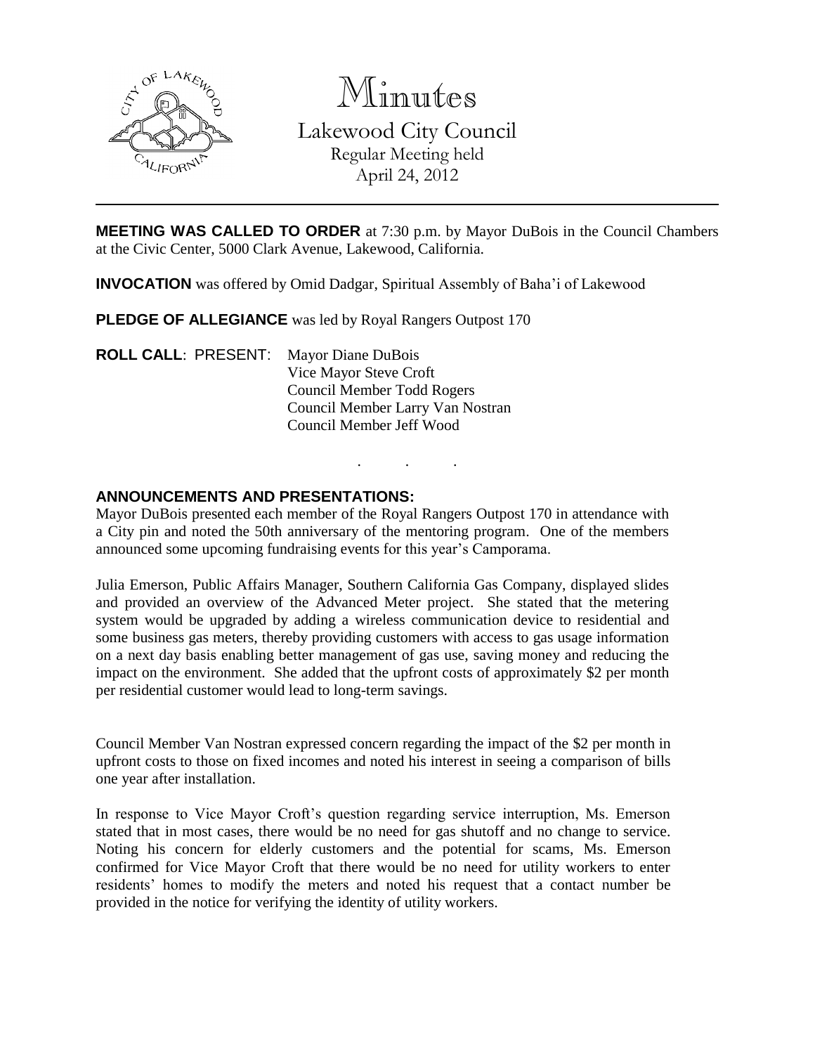# Minutes

## Lakewood City Council

Regular Meeting held
April 24, 2012

---

**MEETING WAS CALLED TO ORDER** at 7:30 p.m. by Mayor DuBois in the Council Chambers at the Civic Center, 5000 Clark Avenue, Lakewood, California.

**INVOCATION** was offered by Omid Dadgar, Spiritual Assembly of Baha'i of Lakewood

**PLEDGE OF ALLEGIANCE** was led by Royal Rangers Outpost 170

**ROLL CALL**: PRESENT: Mayor Diane DuBois
Vice Mayor Steve Croft
Council Member Todd Rogers
Council Member Larry Van Nostran
Council Member Jeff Wood

. . .

**ANNOUNCEMENTS AND PRESENTATIONS:**

Mayor DuBois presented each member of the Royal Rangers Outpost 170 in attendance with a City pin and noted the 50th anniversary of the mentoring program. One of the members announced some upcoming fundraising events for this year's Camporama.

Julia Emerson, Public Affairs Manager, Southern California Gas Company, displayed slides and provided an overview of the Advanced Meter project. She stated that the metering system would be upgraded by adding a wireless communication device to residential and some business gas meters, thereby providing customers with access to gas usage information on a next day basis enabling better management of gas use, saving money and reducing the impact on the environment. She added that the upfront costs of approximately $2 per month per residential customer would lead to long-term savings.

Council Member Van Nostran expressed concern regarding the impact of the $2 per month in upfront costs to those on fixed incomes and noted his interest in seeing a comparison of bills one year after installation.

In response to Vice Mayor Croft's question regarding service interruption, Ms. Emerson stated that in most cases, there would be no need for gas shutoff and no change to service. Noting his concern for elderly customers and the potential for scams, Ms. Emerson confirmed for Vice Mayor Croft that there would be no need for utility workers to enter residents' homes to modify the meters and noted his request that a contact number be provided in the notice for verifying the identity of utility workers.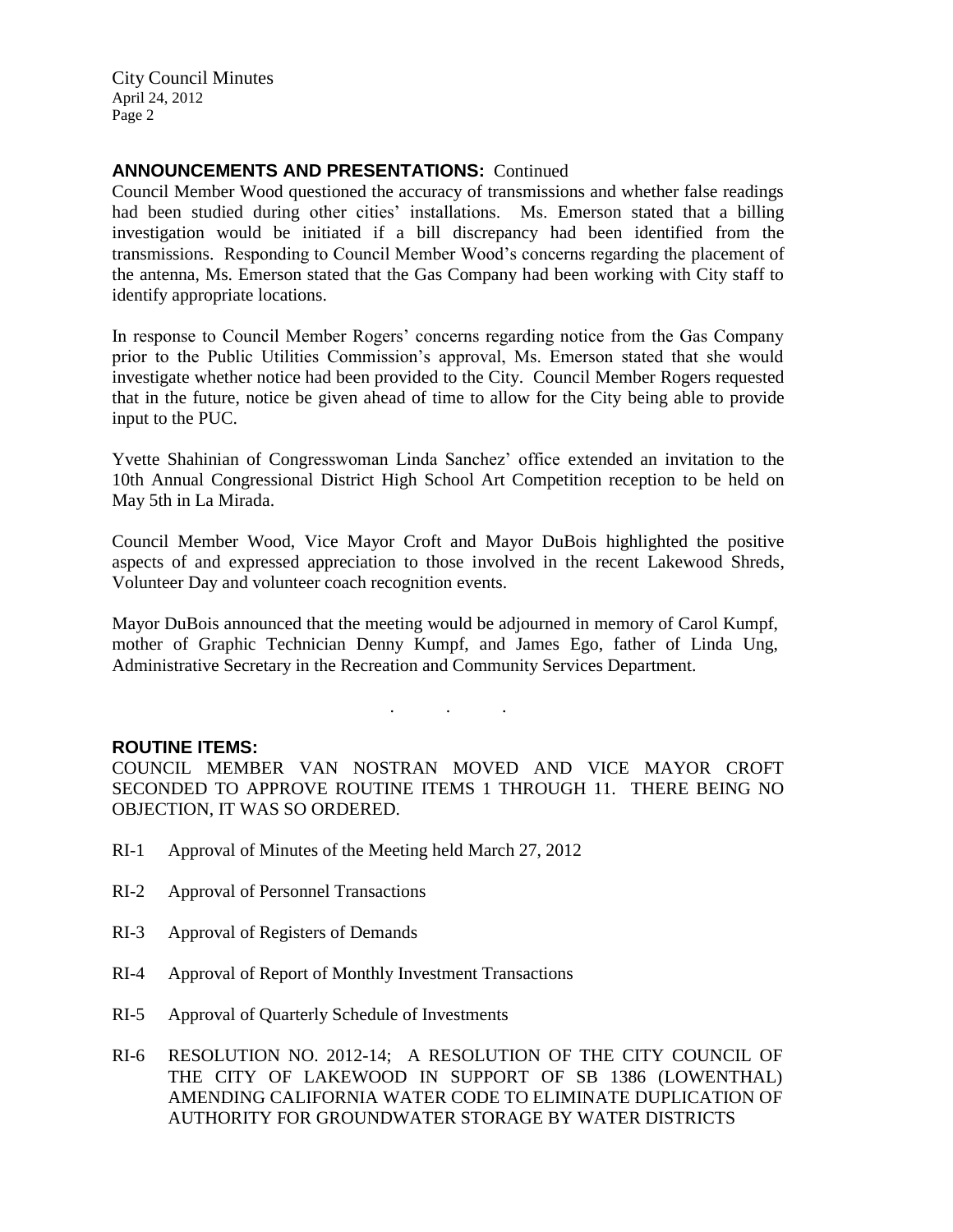**ANNOUNCEMENTS AND PRESENTATIONS:** Continued

Council Member Wood questioned the accuracy of transmissions and whether false readings had been studied during other cities' installations. Ms. Emerson stated that a billing investigation would be initiated if a bill discrepancy had been identified from the transmissions. Responding to Council Member Wood's concerns regarding the placement of the antenna, Ms. Emerson stated that the Gas Company had been working with City staff to identify appropriate locations.

In response to Council Member Rogers' concerns regarding notice from the Gas Company prior to the Public Utilities Commission's approval, Ms. Emerson stated that she would investigate whether notice had been provided to the City. Council Member Rogers requested that in the future, notice be given ahead of time to allow for the City being able to provide input to the PUC.

Yvette Shahinian of Congresswoman Linda Sanchez' office extended an invitation to the 10th Annual Congressional District High School Art Competition reception to be held on May 5th in La Mirada.

Council Member Wood, Vice Mayor Croft and Mayor DuBois highlighted the positive aspects of and expressed appreciation to those involved in the recent Lakewood Shreds, Volunteer Day and volunteer coach recognition events.

Mayor DuBois announced that the meeting would be adjourned in memory of Carol Kumpf, mother of Graphic Technician Denny Kumpf, and James Ego, father of Linda Ung, Administrative Secretary in the Recreation and Community Services Department.

. . .

**ROUTINE ITEMS:**

COUNCIL MEMBER VAN NOSTRAN MOVED AND VICE MAYOR CROFT SECONDED TO APPROVE ROUTINE ITEMS 1 THROUGH 11. THERE BEING NO OBJECTION, IT WAS SO ORDERED.

RI-1 Approval of Minutes of the Meeting held March 27, 2012

RI-2 Approval of Personnel Transactions

RI-3 Approval of Registers of Demands

RI-4 Approval of Report of Monthly Investment Transactions

RI-5 Approval of Quarterly Schedule of Investments

RI-6 RESOLUTION NO. 2012-14; A RESOLUTION OF THE CITY COUNCIL OF THE CITY OF LAKEWOOD IN SUPPORT OF SB 1386 (LOWENTHAL) AMENDING CALIFORNIA WATER CODE TO ELIMINATE DUPLICATION OF AUTHORITY FOR GROUNDWATER STORAGE BY WATER DISTRICTS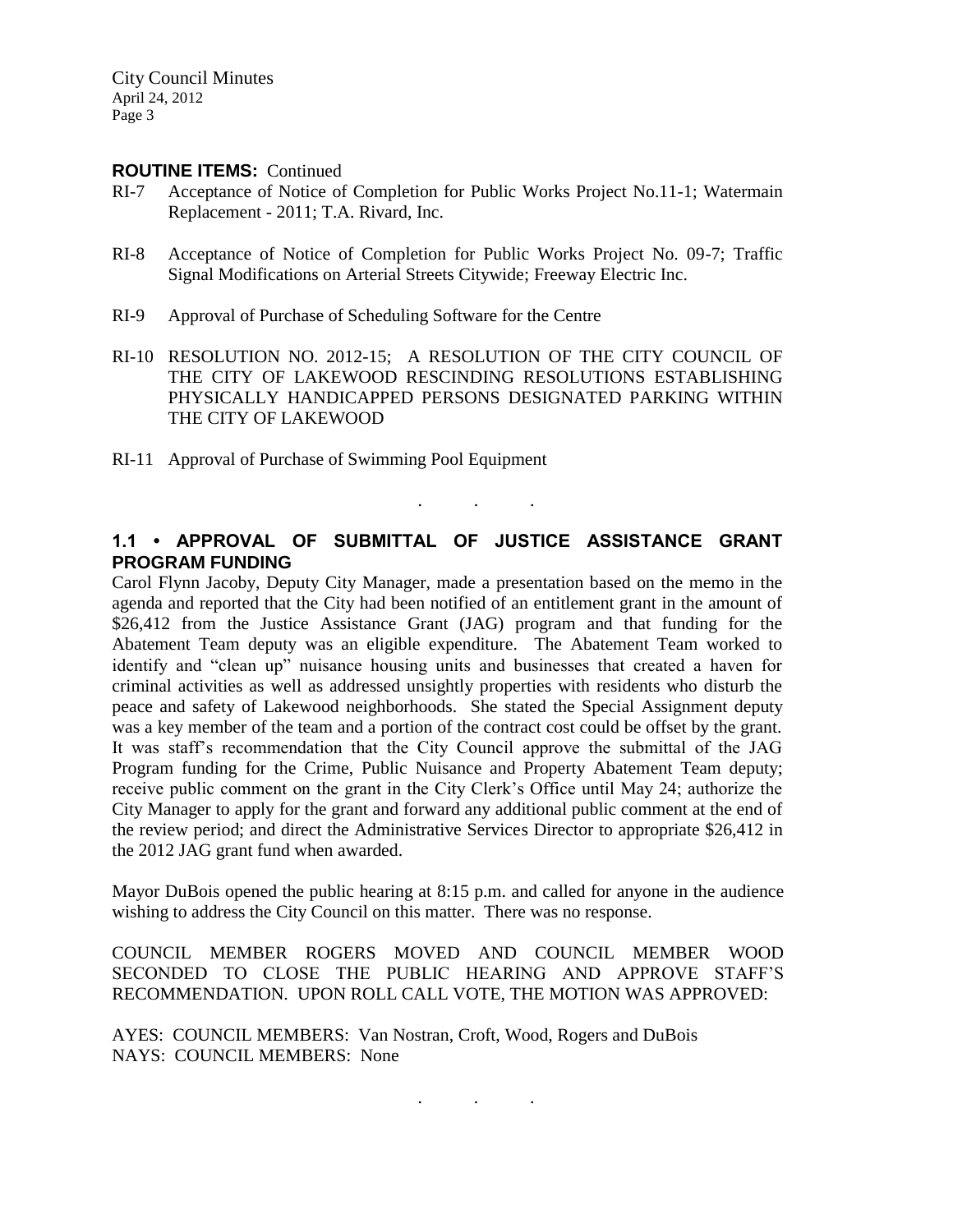**ROUTINE ITEMS:** Continued

RI-7 Acceptance of Notice of Completion for Public Works Project No.11-1; Watermain Replacement - 2011; T.A. Rivard, Inc.

RI-8 Acceptance of Notice of Completion for Public Works Project No. 09-7; Traffic Signal Modifications on Arterial Streets Citywide; Freeway Electric Inc.

RI-9 Approval of Purchase of Scheduling Software for the Centre

RI-10 RESOLUTION NO. 2012-15; A RESOLUTION OF THE CITY COUNCIL OF THE CITY OF LAKEWOOD RESCINDING RESOLUTIONS ESTABLISHING PHYSICALLY HANDICAPPED PERSONS DESIGNATED PARKING WITHIN THE CITY OF LAKEWOOD

RI-11 Approval of Purchase of Swimming Pool Equipment

. . .

## 1.1 • APPROVAL OF SUBMITTAL OF JUSTICE ASSISTANCE GRANT PROGRAM FUNDING

Carol Flynn Jacoby, Deputy City Manager, made a presentation based on the memo in the agenda and reported that the City had been notified of an entitlement grant in the amount of $26,412 from the Justice Assistance Grant (JAG) program and that funding for the Abatement Team deputy was an eligible expenditure. The Abatement Team worked to identify and "clean up" nuisance housing units and businesses that created a haven for criminal activities as well as addressed unsightly properties with residents who disturb the peace and safety of Lakewood neighborhoods. She stated the Special Assignment deputy was a key member of the team and a portion of the contract cost could be offset by the grant. It was staff's recommendation that the City Council approve the submittal of the JAG Program funding for the Crime, Public Nuisance and Property Abatement Team deputy; receive public comment on the grant in the City Clerk's Office until May 24; authorize the City Manager to apply for the grant and forward any additional public comment at the end of the review period; and direct the Administrative Services Director to appropriate $26,412 in the 2012 JAG grant fund when awarded.

Mayor DuBois opened the public hearing at 8:15 p.m. and called for anyone in the audience wishing to address the City Council on this matter. There was no response.

COUNCIL MEMBER ROGERS MOVED AND COUNCIL MEMBER WOOD SECONDED TO CLOSE THE PUBLIC HEARING AND APPROVE STAFF'S RECOMMENDATION. UPON ROLL CALL VOTE, THE MOTION WAS APPROVED:

AYES: COUNCIL MEMBERS: Van Nostran, Croft, Wood, Rogers and DuBois
NAYS: COUNCIL MEMBERS: None

. . .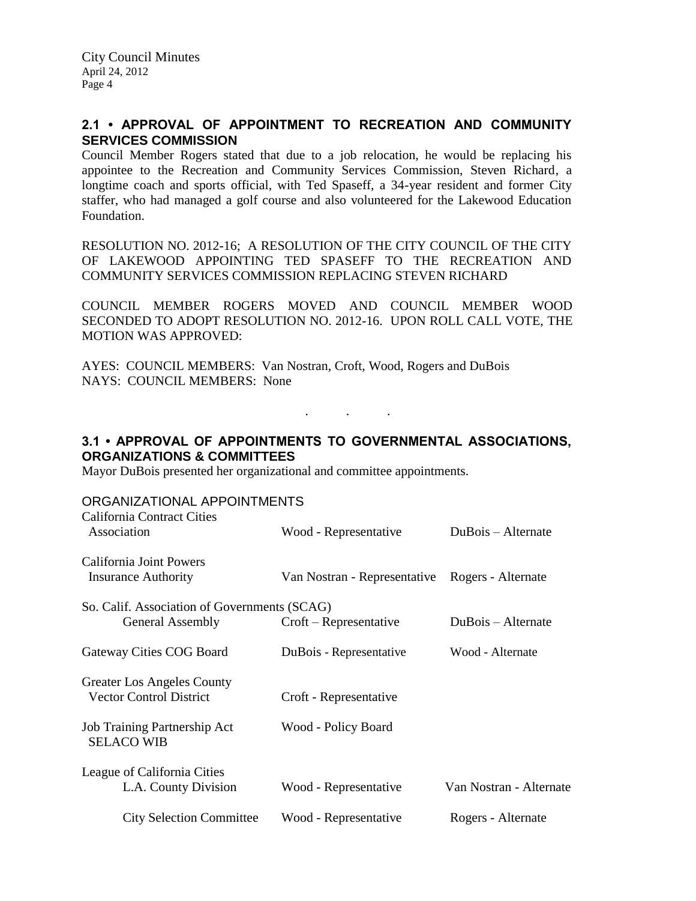## 2.1 • APPROVAL OF APPOINTMENT TO RECREATION AND COMMUNITY SERVICES COMMISSION

Council Member Rogers stated that due to a job relocation, he would be replacing his appointee to the Recreation and Community Services Commission, Steven Richard, a longtime coach and sports official, with Ted Spaseff, a 34-year resident and former City staffer, who had managed a golf course and also volunteered for the Lakewood Education Foundation.

RESOLUTION NO. 2012-16; A RESOLUTION OF THE CITY COUNCIL OF THE CITY OF LAKEWOOD APPOINTING TED SPASEFF TO THE RECREATION AND COMMUNITY SERVICES COMMISSION REPLACING STEVEN RICHARD

COUNCIL MEMBER ROGERS MOVED AND COUNCIL MEMBER WOOD SECONDED TO ADOPT RESOLUTION NO. 2012-16. UPON ROLL CALL VOTE, THE MOTION WAS APPROVED:

AYES: COUNCIL MEMBERS: Van Nostran, Croft, Wood, Rogers and DuBois
NAYS: COUNCIL MEMBERS: None

. . .

## 3.1 • APPROVAL OF APPOINTMENTS TO GOVERNMENTAL ASSOCIATIONS, ORGANIZATIONS & COMMITTEES

Mayor DuBois presented her organizational and committee appointments.

ORGANIZATIONAL APPOINTMENTS

| Organization | Representative | Alternate |
|---|---|---|
| California Contract Cities Association | Wood - Representative | DuBois – Alternate |
| California Joint Powers Insurance Authority | Van Nostran - Representative | Rogers - Alternate |
| So. Calif. Association of Governments (SCAG) General Assembly | Croft – Representative | DuBois – Alternate |
| Gateway Cities COG Board | DuBois - Representative | Wood - Alternate |
| Greater Los Angeles County Vector Control District | Croft - Representative | |
| Job Training Partnership Act SELACO WIB | Wood - Policy Board | |
| League of California Cities L.A. County Division | Wood - Representative | Van Nostran - Alternate |
| City Selection Committee | Wood - Representative | Rogers - Alternate |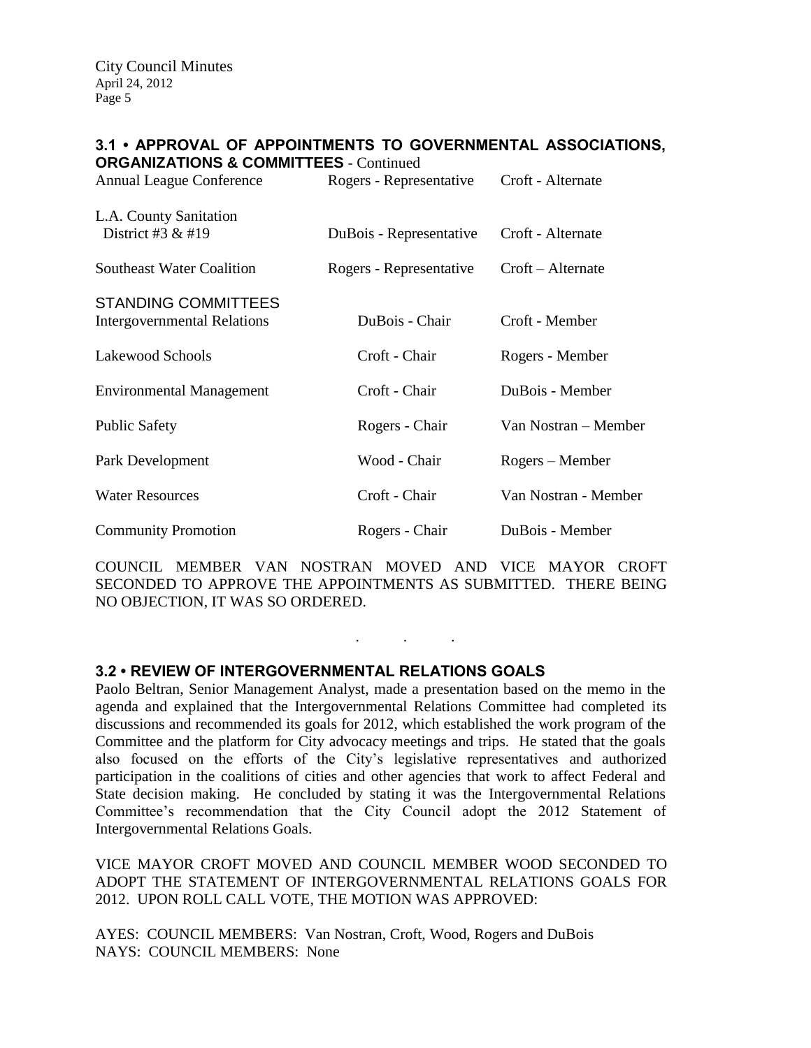### 3.1 • APPROVAL OF APPOINTMENTS TO GOVERNMENTAL ASSOCIATIONS, ORGANIZATIONS & COMMITTEES - Continued

| | | |
|---|---|---|
| Annual League Conference | Rogers - Representative | Croft - Alternate |
| L.A. County Sanitation District #3 & #19 | DuBois - Representative | Croft - Alternate |
| Southeast Water Coalition | Rogers - Representative | Croft – Alternate |
| **STANDING COMMITTEES** | | |
| Intergovernmental Relations | DuBois - Chair | Croft - Member |
| Lakewood Schools | Croft - Chair | Rogers - Member |
| Environmental Management | Croft - Chair | DuBois - Member |
| Public Safety | Rogers - Chair | Van Nostran – Member |
| Park Development | Wood - Chair | Rogers – Member |
| Water Resources | Croft - Chair | Van Nostran - Member |
| Community Promotion | Rogers - Chair | DuBois - Member |

COUNCIL MEMBER VAN NOSTRAN MOVED AND VICE MAYOR CROFT SECONDED TO APPROVE THE APPOINTMENTS AS SUBMITTED. THERE BEING NO OBJECTION, IT WAS SO ORDERED.

. . .

### 3.2 • REVIEW OF INTERGOVERNMENTAL RELATIONS GOALS

Paolo Beltran, Senior Management Analyst, made a presentation based on the memo in the agenda and explained that the Intergovernmental Relations Committee had completed its discussions and recommended its goals for 2012, which established the work program of the Committee and the platform for City advocacy meetings and trips. He stated that the goals also focused on the efforts of the City's legislative representatives and authorized participation in the coalitions of cities and other agencies that work to affect Federal and State decision making. He concluded by stating it was the Intergovernmental Relations Committee's recommendation that the City Council adopt the 2012 Statement of Intergovernmental Relations Goals.

VICE MAYOR CROFT MOVED AND COUNCIL MEMBER WOOD SECONDED TO ADOPT THE STATEMENT OF INTERGOVERNMENTAL RELATIONS GOALS FOR 2012. UPON ROLL CALL VOTE, THE MOTION WAS APPROVED:

AYES: COUNCIL MEMBERS: Van Nostran, Croft, Wood, Rogers and DuBois
NAYS: COUNCIL MEMBERS: None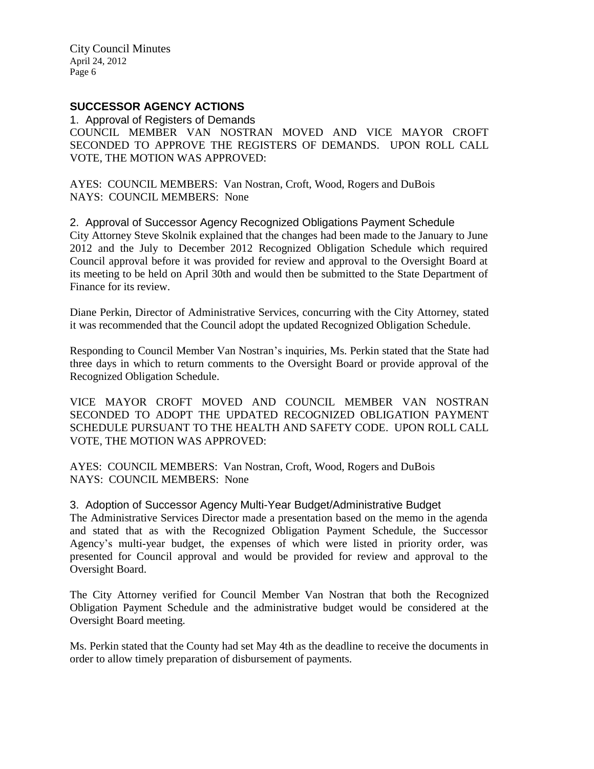## SUCCESSOR AGENCY ACTIONS

1. Approval of Registers of Demands

COUNCIL MEMBER VAN NOSTRAN MOVED AND VICE MAYOR CROFT SECONDED TO APPROVE THE REGISTERS OF DEMANDS. UPON ROLL CALL VOTE, THE MOTION WAS APPROVED:

AYES: COUNCIL MEMBERS: Van Nostran, Croft, Wood, Rogers and DuBois
NAYS: COUNCIL MEMBERS: None

2. Approval of Successor Agency Recognized Obligations Payment Schedule

City Attorney Steve Skolnik explained that the changes had been made to the January to June 2012 and the July to December 2012 Recognized Obligation Schedule which required Council approval before it was provided for review and approval to the Oversight Board at its meeting to be held on April 30th and would then be submitted to the State Department of Finance for its review.

Diane Perkin, Director of Administrative Services, concurring with the City Attorney, stated it was recommended that the Council adopt the updated Recognized Obligation Schedule.

Responding to Council Member Van Nostran's inquiries, Ms. Perkin stated that the State had three days in which to return comments to the Oversight Board or provide approval of the Recognized Obligation Schedule.

VICE MAYOR CROFT MOVED AND COUNCIL MEMBER VAN NOSTRAN SECONDED TO ADOPT THE UPDATED RECOGNIZED OBLIGATION PAYMENT SCHEDULE PURSUANT TO THE HEALTH AND SAFETY CODE. UPON ROLL CALL VOTE, THE MOTION WAS APPROVED:

AYES: COUNCIL MEMBERS: Van Nostran, Croft, Wood, Rogers and DuBois
NAYS: COUNCIL MEMBERS: None

3. Adoption of Successor Agency Multi-Year Budget/Administrative Budget

The Administrative Services Director made a presentation based on the memo in the agenda and stated that as with the Recognized Obligation Payment Schedule, the Successor Agency's multi-year budget, the expenses of which were listed in priority order, was presented for Council approval and would be provided for review and approval to the Oversight Board.

The City Attorney verified for Council Member Van Nostran that both the Recognized Obligation Payment Schedule and the administrative budget would be considered at the Oversight Board meeting.

Ms. Perkin stated that the County had set May 4th as the deadline to receive the documents in order to allow timely preparation of disbursement of payments.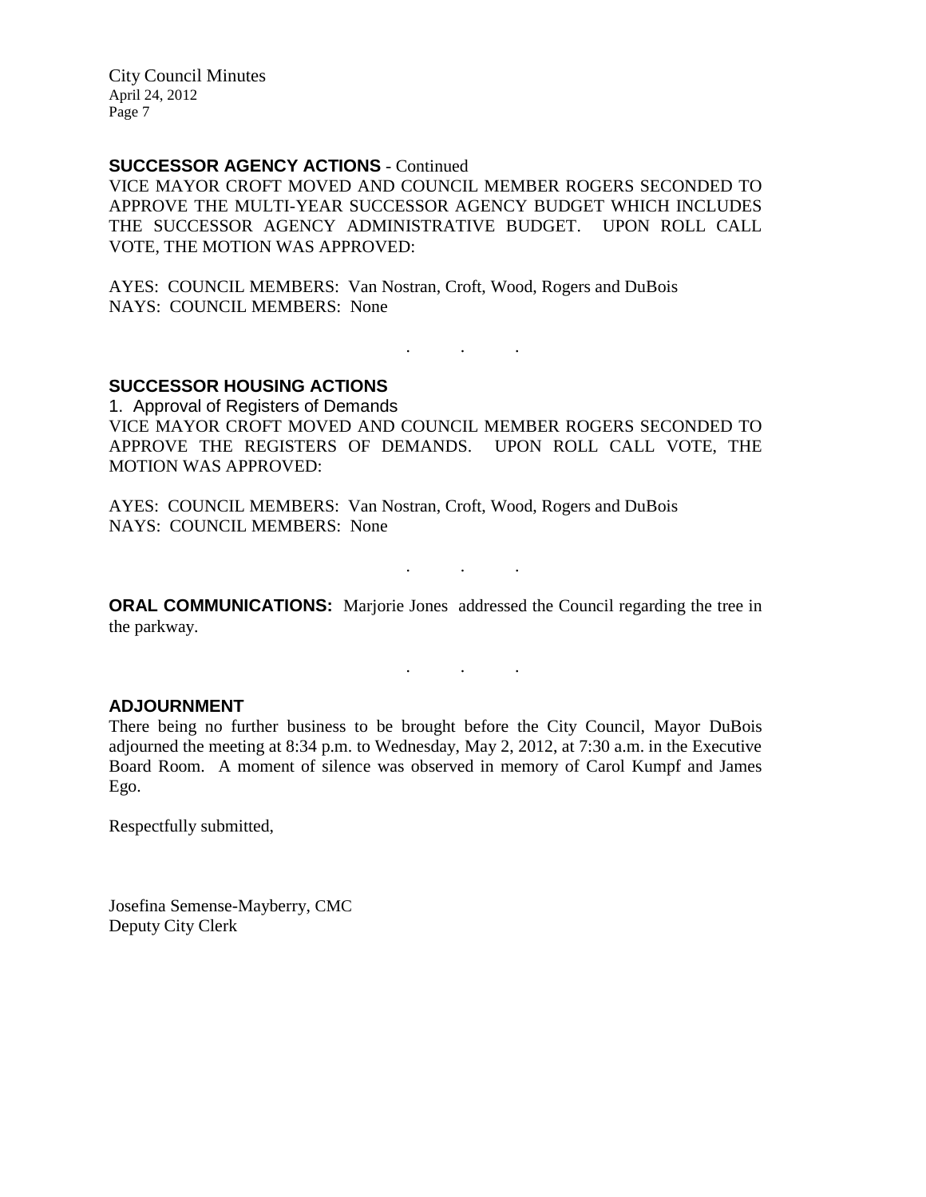**SUCCESSOR AGENCY ACTIONS** - Continued

VICE MAYOR CROFT MOVED AND COUNCIL MEMBER ROGERS SECONDED TO APPROVE THE MULTI-YEAR SUCCESSOR AGENCY BUDGET WHICH INCLUDES THE SUCCESSOR AGENCY ADMINISTRATIVE BUDGET. UPON ROLL CALL VOTE, THE MOTION WAS APPROVED:

AYES: COUNCIL MEMBERS: Van Nostran, Croft, Wood, Rogers and DuBois
NAYS: COUNCIL MEMBERS: None

. . .

**SUCCESSOR HOUSING ACTIONS**

1. Approval of Registers of Demands

VICE MAYOR CROFT MOVED AND COUNCIL MEMBER ROGERS SECONDED TO APPROVE THE REGISTERS OF DEMANDS. UPON ROLL CALL VOTE, THE MOTION WAS APPROVED:

AYES: COUNCIL MEMBERS: Van Nostran, Croft, Wood, Rogers and DuBois
NAYS: COUNCIL MEMBERS: None

. . .

**ORAL COMMUNICATIONS:** Marjorie Jones addressed the Council regarding the tree in the parkway.

. . .

**ADJOURNMENT**

There being no further business to be brought before the City Council, Mayor DuBois adjourned the meeting at 8:34 p.m. to Wednesday, May 2, 2012, at 7:30 a.m. in the Executive Board Room. A moment of silence was observed in memory of Carol Kumpf and James Ego.

Respectfully submitted,

Josefina Semense-Mayberry, CMC
Deputy City Clerk